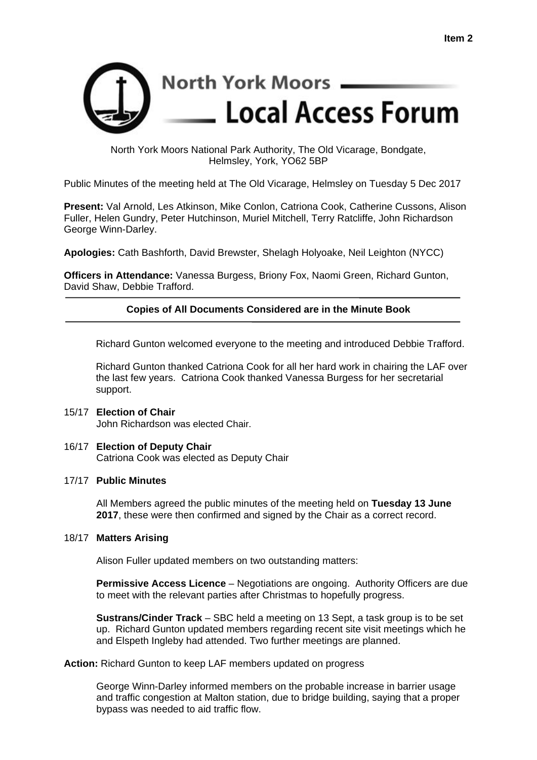Item 2

# North York Moors Local Access Forum

North York Moors National Park Authority, The Old Vicarage, Bondgate, Helmsley, York, YO62 5BP

Public Minutes of the meeting held at The Old Vicarage, Helmsley on Tuesday 5 Dec 2017

**Present:** Val Arnold, Les Atkinson, Mike Conlon, Catriona Cook, Catherine Cussons, Alison Fuller, Helen Gundry, Peter Hutchinson, Muriel Mitchell, Terry Ratcliffe, John Richardson George Winn-Darley.

**Apologies:** Cath Bashforth, David Brewster, Shelagh Holyoake, Neil Leighton (NYCC)

**Officers in Attendance:** Vanessa Burgess, Briony Fox, Naomi Green, Richard Gunton, David Shaw, Debbie Trafford.

---

**Copies of All Documents Considered are in the Minute Book**

---

Richard Gunton welcomed everyone to the meeting and introduced Debbie Trafford.

Richard Gunton thanked Catriona Cook for all her hard work in chairing the LAF over the last few years. Catriona Cook thanked Vanessa Burgess for her secretarial support.

15/17 **Election of Chair**

John Richardson was elected Chair.

16/17 **Election of Deputy Chair**

Catriona Cook was elected as Deputy Chair

17/17 **Public Minutes**

All Members agreed the public minutes of the meeting held on **Tuesday 13 June 2017**, these were then confirmed and signed by the Chair as a correct record.

18/17 **Matters Arising**

Alison Fuller updated members on two outstanding matters:

**Permissive Access Licence** – Negotiations are ongoing. Authority Officers are due to meet with the relevant parties after Christmas to hopefully progress.

**Sustrans/Cinder Track** – SBC held a meeting on 13 Sept, a task group is to be set up. Richard Gunton updated members regarding recent site visit meetings which he and Elspeth Ingleby had attended. Two further meetings are planned.

**Action:** Richard Gunton to keep LAF members updated on progress

George Winn-Darley informed members on the probable increase in barrier usage and traffic congestion at Malton station, due to bridge building, saying that a proper bypass was needed to aid traffic flow.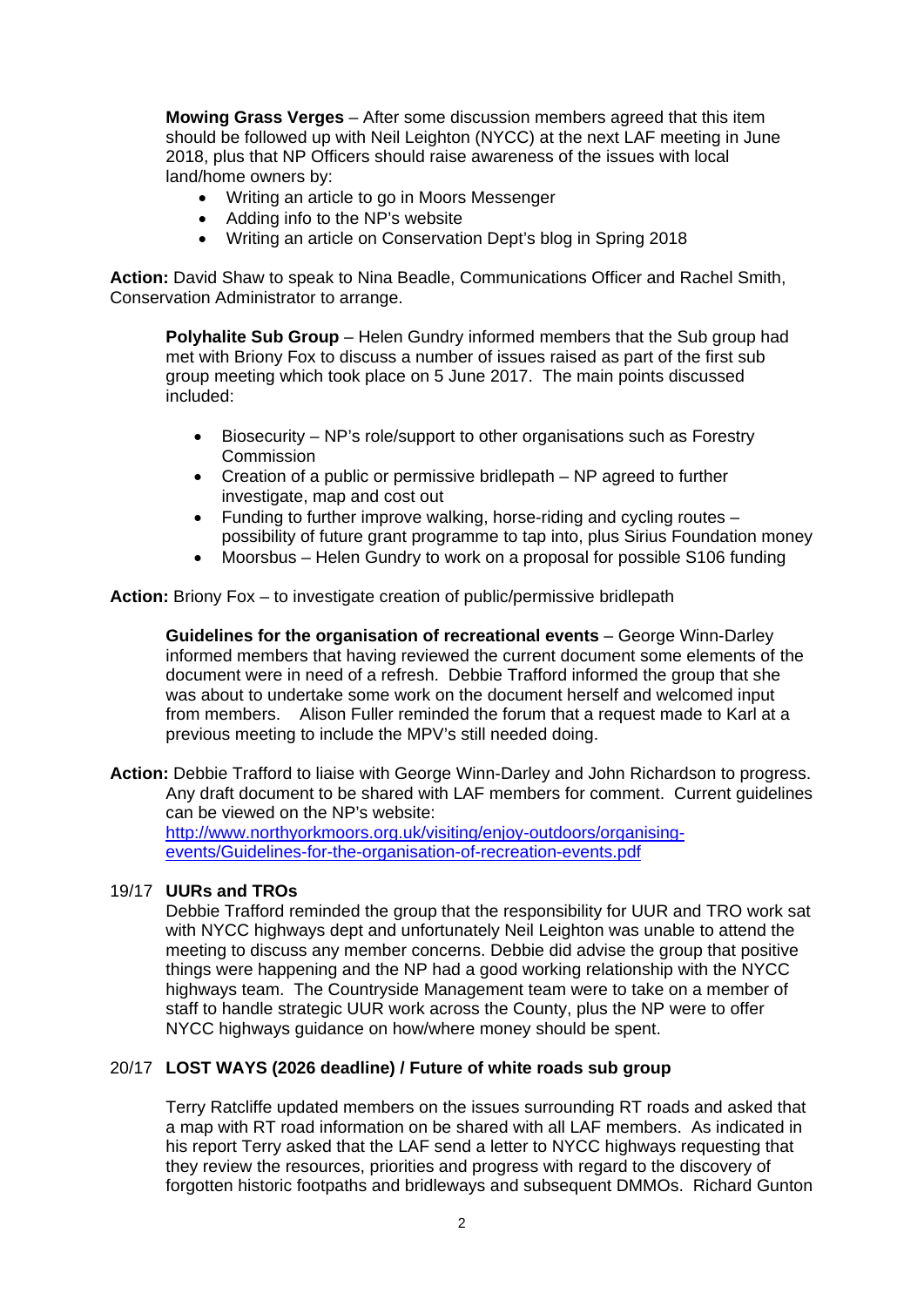**Mowing Grass Verges** – After some discussion members agreed that this item should be followed up with Neil Leighton (NYCC) at the next LAF meeting in June 2018, plus that NP Officers should raise awareness of the issues with local land/home owners by:

- Writing an article to go in Moors Messenger
- Adding info to the NP's website
- Writing an article on Conservation Dept's blog in Spring 2018

**Action:** David Shaw to speak to Nina Beadle, Communications Officer and Rachel Smith, Conservation Administrator to arrange.

**Polyhalite Sub Group** – Helen Gundry informed members that the Sub group had met with Briony Fox to discuss a number of issues raised as part of the first sub group meeting which took place on 5 June 2017. The main points discussed included:

- Biosecurity – NP's role/support to other organisations such as Forestry Commission
- Creation of a public or permissive bridlepath – NP agreed to further investigate, map and cost out
- Funding to further improve walking, horse-riding and cycling routes – possibility of future grant programme to tap into, plus Sirius Foundation money
- Moorsbus – Helen Gundry to work on a proposal for possible S106 funding

**Action:** Briony Fox – to investigate creation of public/permissive bridlepath

**Guidelines for the organisation of recreational events** – George Winn-Darley informed members that having reviewed the current document some elements of the document were in need of a refresh. Debbie Trafford informed the group that she was about to undertake some work on the document herself and welcomed input from members. Alison Fuller reminded the forum that a request made to Karl at a previous meeting to include the MPV's still needed doing.

**Action:** Debbie Trafford to liaise with George Winn-Darley and John Richardson to progress. Any draft document to be shared with LAF members for comment. Current guidelines can be viewed on the NP's website: http://www.northyorkmoors.org.uk/visiting/enjoy-outdoors/organising-events/Guidelines-for-the-organisation-of-recreation-events.pdf

## 19/17 UURs and TROs

Debbie Trafford reminded the group that the responsibility for UUR and TRO work sat with NYCC highways dept and unfortunately Neil Leighton was unable to attend the meeting to discuss any member concerns. Debbie did advise the group that positive things were happening and the NP had a good working relationship with the NYCC highways team. The Countryside Management team were to take on a member of staff to handle strategic UUR work across the County, plus the NP were to offer NYCC highways guidance on how/where money should be spent.

## 20/17 LOST WAYS (2026 deadline) / Future of white roads sub group

Terry Ratcliffe updated members on the issues surrounding RT roads and asked that a map with RT road information on be shared with all LAF members. As indicated in his report Terry asked that the LAF send a letter to NYCC highways requesting that they review the resources, priorities and progress with regard to the discovery of forgotten historic footpaths and bridleways and subsequent DMMOs. Richard Gunton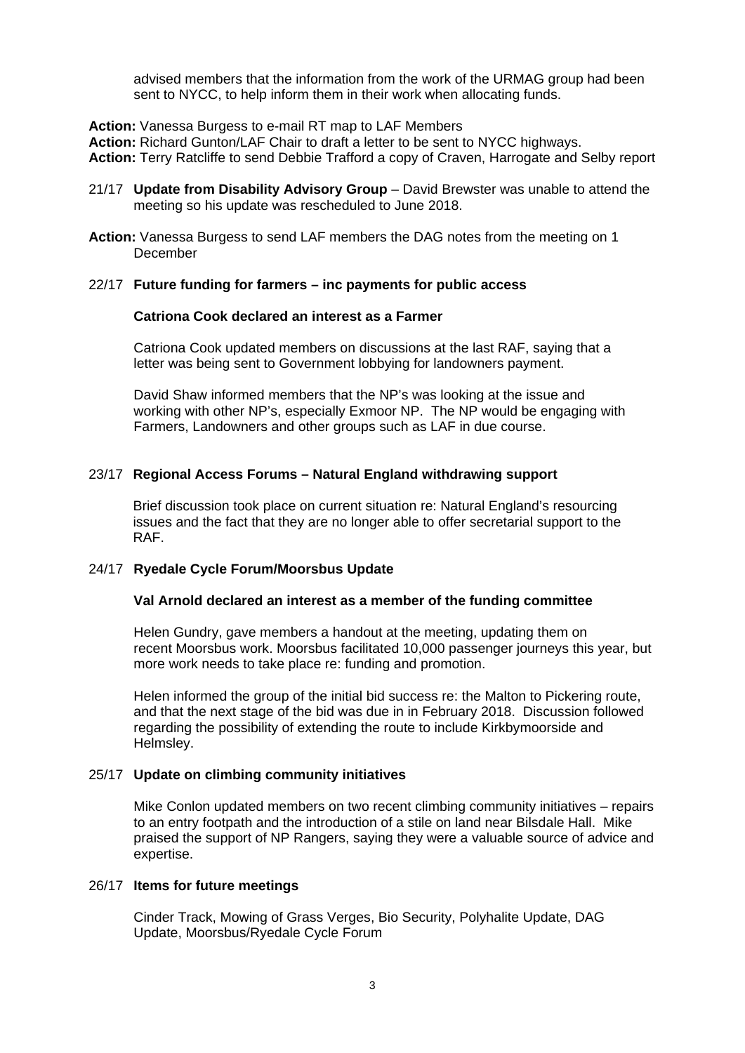advised members that the information from the work of the URMAG group had been sent to NYCC, to help inform them in their work when allocating funds.

**Action:** Vanessa Burgess to e-mail RT map to LAF Members
**Action:** Richard Gunton/LAF Chair to draft a letter to be sent to NYCC highways.
**Action:** Terry Ratcliffe to send Debbie Trafford a copy of Craven, Harrogate and Selby report

21/17 **Update from Disability Advisory Group** – David Brewster was unable to attend the meeting so his update was rescheduled to June 2018.

**Action:** Vanessa Burgess to send LAF members the DAG notes from the meeting on 1 December

22/17 **Future funding for farmers – inc payments for public access**

**Catriona Cook declared an interest as a Farmer**

Catriona Cook updated members on discussions at the last RAF, saying that a letter was being sent to Government lobbying for landowners payment.

David Shaw informed members that the NP's was looking at the issue and working with other NP's, especially Exmoor NP. The NP would be engaging with Farmers, Landowners and other groups such as LAF in due course.

23/17 **Regional Access Forums – Natural England withdrawing support**

Brief discussion took place on current situation re: Natural England's resourcing issues and the fact that they are no longer able to offer secretarial support to the RAF.

24/17 **Ryedale Cycle Forum/Moorsbus Update**

**Val Arnold declared an interest as a member of the funding committee**

Helen Gundry, gave members a handout at the meeting, updating them on recent Moorsbus work. Moorsbus facilitated 10,000 passenger journeys this year, but more work needs to take place re: funding and promotion.

Helen informed the group of the initial bid success re: the Malton to Pickering route, and that the next stage of the bid was due in in February 2018. Discussion followed regarding the possibility of extending the route to include Kirkbymoorside and Helmsley.

25/17 **Update on climbing community initiatives**

Mike Conlon updated members on two recent climbing community initiatives – repairs to an entry footpath and the introduction of a stile on land near Bilsdale Hall. Mike praised the support of NP Rangers, saying they were a valuable source of advice and expertise.

26/17 **Items for future meetings**

Cinder Track, Mowing of Grass Verges, Bio Security, Polyhalite Update, DAG Update, Moorsbus/Ryedale Cycle Forum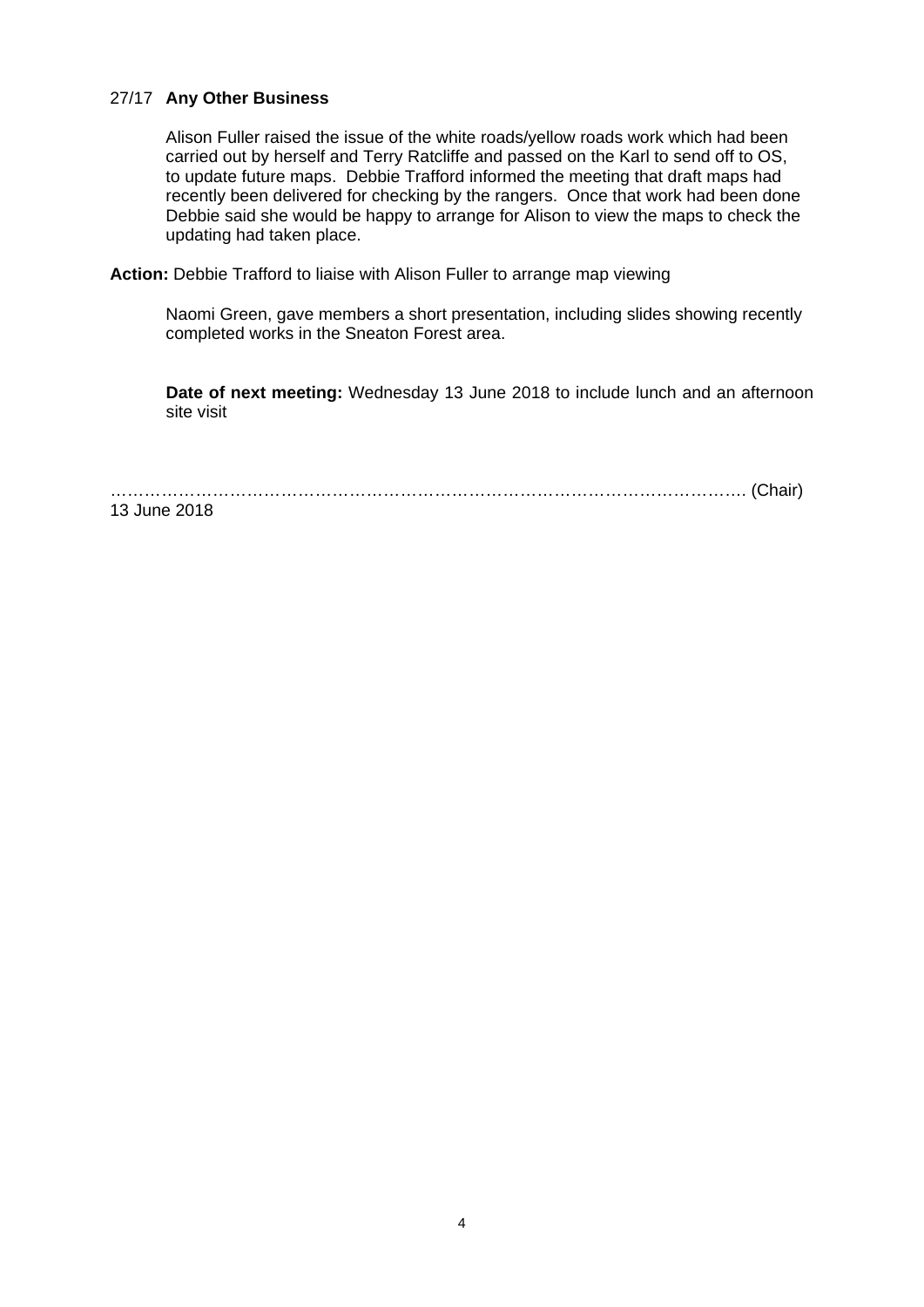27/17 **Any Other Business**

Alison Fuller raised the issue of the white roads/yellow roads work which had been carried out by herself and Terry Ratcliffe and passed on the Karl to send off to OS, to update future maps. Debbie Trafford informed the meeting that draft maps had recently been delivered for checking by the rangers. Once that work had been done Debbie said she would be happy to arrange for Alison to view the maps to check the updating had taken place.

**Action:** Debbie Trafford to liaise with Alison Fuller to arrange map viewing

Naomi Green, gave members a short presentation, including slides showing recently completed works in the Sneaton Forest area.

**Date of next meeting:** Wednesday 13 June 2018 to include lunch and an afternoon site visit

………………………………………………………………………………………………. (Chair)
13 June 2018